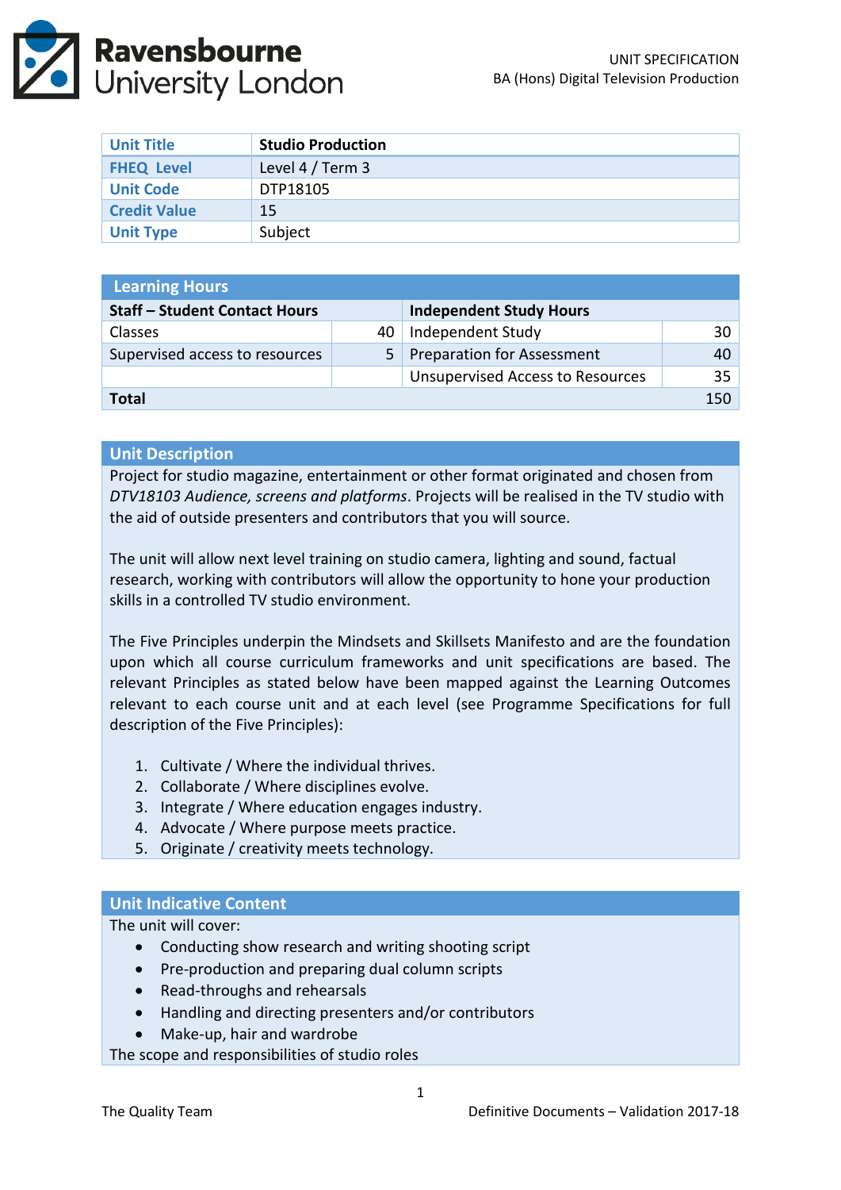# Ravensbourne University London

UNIT SPECIFICATION
BA (Hons) Digital Television Production

| Unit Title | **Studio Production** |
|---|---|
| FHEQ Level | Level 4 / Term 3 |
| Unit Code | DTP18105 |
| Credit Value | 15 |
| Unit Type | Subject |

| Learning Hours | | | |
|---|---|---|---|
| **Staff – Student Contact Hours** | | **Independent Study Hours** | |
| Classes | 40 | Independent Study | 30 |
| Supervised access to resources | 5 | Preparation for Assessment | 40 |
| | | Unsupervised Access to Resources | 35 |
| **Total** | | | 150 |

## Unit Description

Project for studio magazine, entertainment or other format originated and chosen from *DTV18103 Audience, screens and platforms*. Projects will be realised in the TV studio with the aid of outside presenters and contributors that you will source.

The unit will allow next level training on studio camera, lighting and sound, factual research, working with contributors will allow the opportunity to hone your production skills in a controlled TV studio environment.

The Five Principles underpin the Mindsets and Skillsets Manifesto and are the foundation upon which all course curriculum frameworks and unit specifications are based. The relevant Principles as stated below have been mapped against the Learning Outcomes relevant to each course unit and at each level (see Programme Specifications for full description of the Five Principles):

1. Cultivate / Where the individual thrives.
2. Collaborate / Where disciplines evolve.
3. Integrate / Where education engages industry.
4. Advocate / Where purpose meets practice.
5. Originate / creativity meets technology.

## Unit Indicative Content

The unit will cover:

- Conducting show research and writing shooting script
- Pre-production and preparing dual column scripts
- Read-throughs and rehearsals
- Handling and directing presenters and/or contributors
- Make-up, hair and wardrobe

The scope and responsibilities of studio roles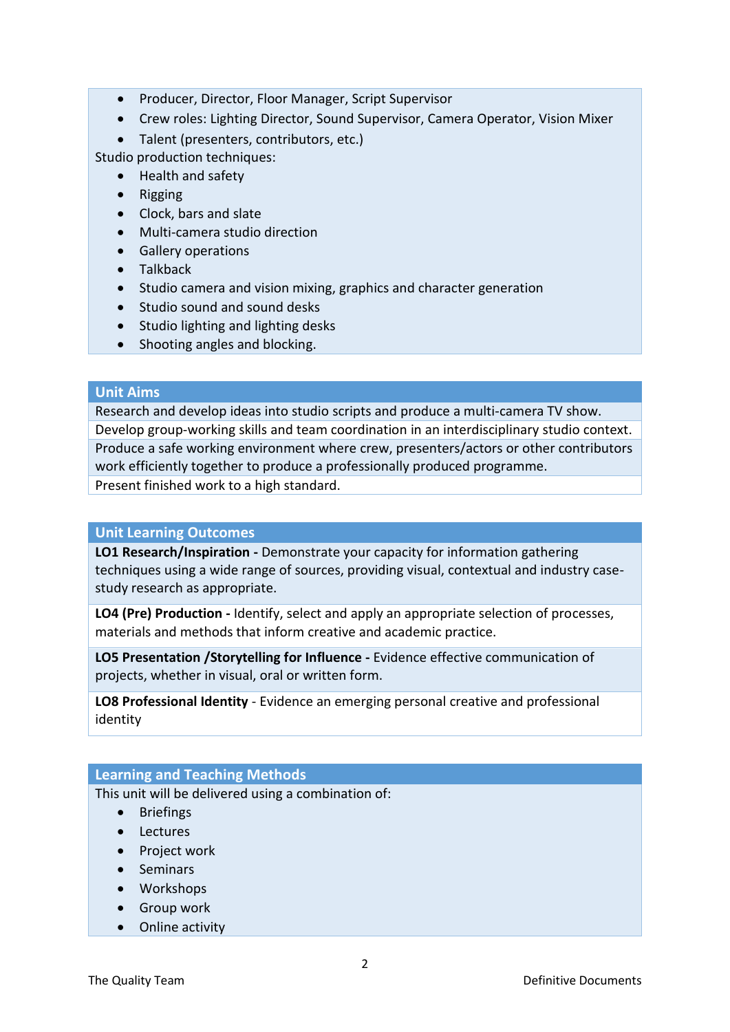- Producer, Director, Floor Manager, Script Supervisor
- Crew roles: Lighting Director, Sound Supervisor, Camera Operator, Vision Mixer
- Talent (presenters, contributors, etc.)

Studio production techniques:

- Health and safety
- Rigging
- Clock, bars and slate
- Multi-camera studio direction
- Gallery operations
- Talkback
- Studio camera and vision mixing, graphics and character generation
- Studio sound and sound desks
- Studio lighting and lighting desks
- Shooting angles and blocking.

## Unit Aims

Research and develop ideas into studio scripts and produce a multi-camera TV show.

Develop group-working skills and team coordination in an interdisciplinary studio context.

Produce a safe working environment where crew, presenters/actors or other contributors work efficiently together to produce a professionally produced programme.

Present finished work to a high standard.

## Unit Learning Outcomes

**LO1 Research/Inspiration -** Demonstrate your capacity for information gathering techniques using a wide range of sources, providing visual, contextual and industry case-study research as appropriate.

**LO4 (Pre) Production -** Identify, select and apply an appropriate selection of processes, materials and methods that inform creative and academic practice.

**LO5 Presentation /Storytelling for Influence -** Evidence effective communication of projects, whether in visual, oral or written form.

**LO8 Professional Identity** - Evidence an emerging personal creative and professional identity

## Learning and Teaching Methods

This unit will be delivered using a combination of:

- Briefings
- Lectures
- Project work
- Seminars
- Workshops
- Group work
- Online activity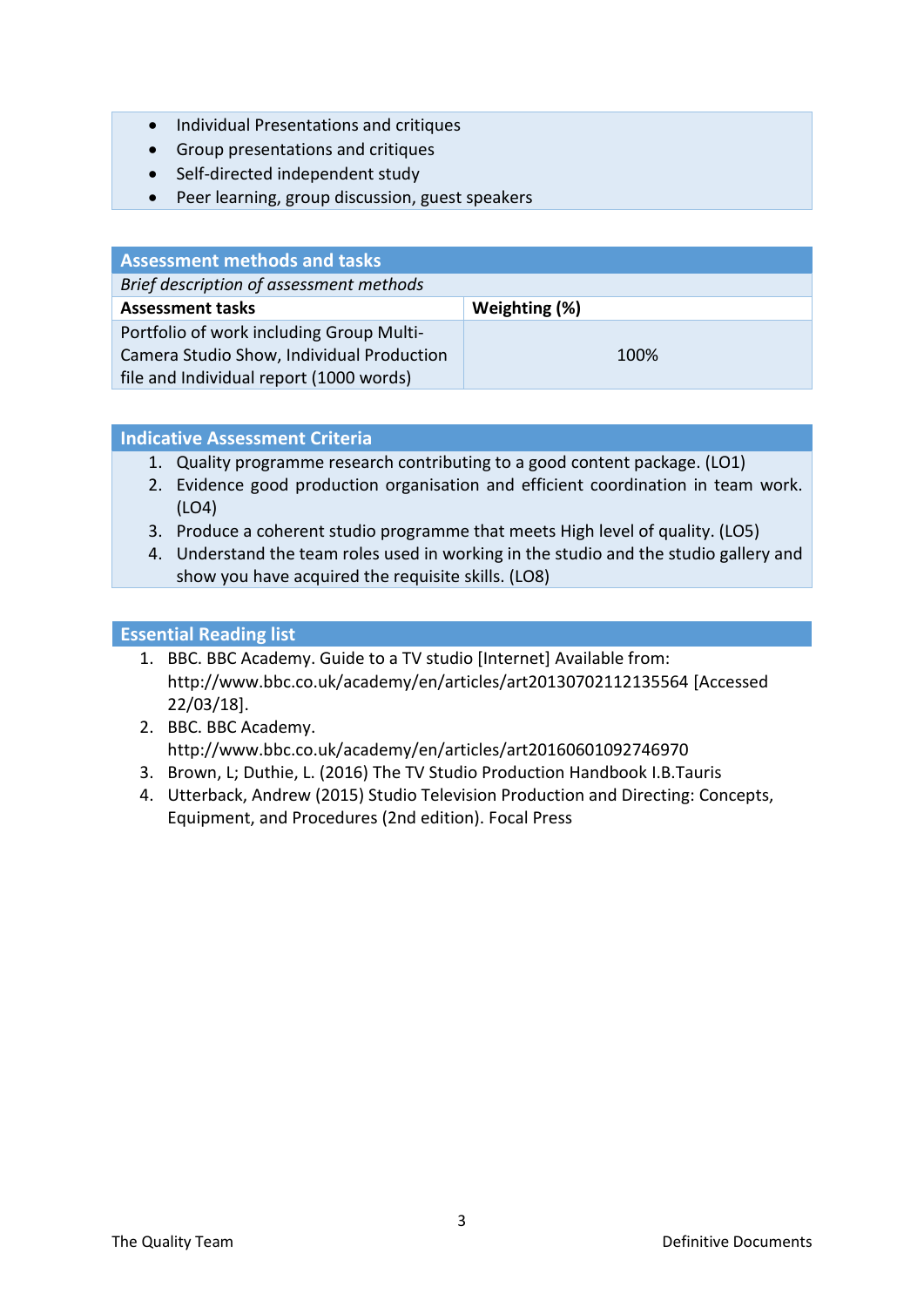- Individual Presentations and critiques
- Group presentations and critiques
- Self-directed independent study
- Peer learning, group discussion, guest speakers

## Assessment methods and tasks

*Brief description of assessment methods*

| Assessment tasks | Weighting (%) |
|---|---|
| Portfolio of work including Group Multi-Camera Studio Show, Individual Production file and Individual report (1000 words) | 100% |

## Indicative Assessment Criteria

1. Quality programme research contributing to a good content package. (LO1)
2. Evidence good production organisation and efficient coordination in team work. (LO4)
3. Produce a coherent studio programme that meets High level of quality. (LO5)
4. Understand the team roles used in working in the studio and the studio gallery and show you have acquired the requisite skills. (LO8)

## Essential Reading list

1. BBC. BBC Academy. Guide to a TV studio [Internet] Available from: http://www.bbc.co.uk/academy/en/articles/art20130702112135564 [Accessed 22/03/18].
2. BBC. BBC Academy. http://www.bbc.co.uk/academy/en/articles/art20160601092746970
3. Brown, L; Duthie, L. (2016) The TV Studio Production Handbook I.B.Tauris
4. Utterback, Andrew (2015) Studio Television Production and Directing: Concepts, Equipment, and Procedures (2nd edition). Focal Press